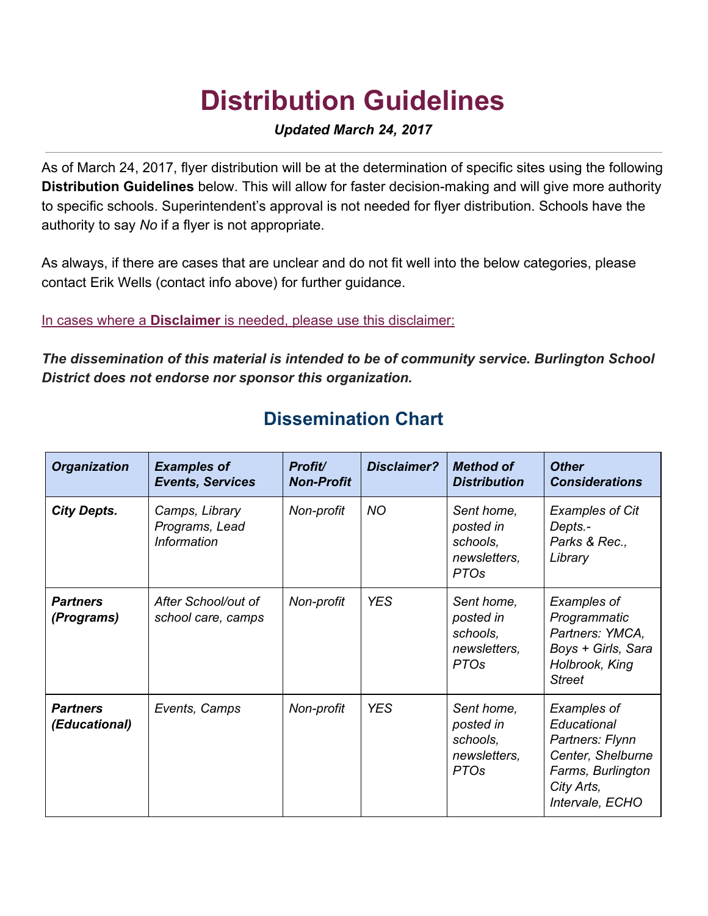# Distribution Guidelines

***Updated March 24, 2017***

---

As of March 24, 2017, flyer distribution will be at the determination of specific sites using the following **Distribution Guidelines** below. This will allow for faster decision-making and will give more authority to specific schools. Superintendent's approval is not needed for flyer distribution. Schools have the authority to say *No* if a flyer is not appropriate.

As always, if there are cases that are unclear and do not fit well into the below categories, please contact Erik Wells (contact info above) for further guidance.

In cases where a **Disclaimer** is needed, please use this disclaimer:

***The dissemination of this material is intended to be of community service. Burlington School District does not endorse nor sponsor this organization.***

## Dissemination Chart

| *Organization* | *Examples of Events, Services* | *Profit/ Non-Profit* | *Disclaimer?* | *Method of Distribution* | *Other Considerations* |
|---|---|---|---|---|---|
| ***City Depts.*** | *Camps, Library Programs, Lead Information* | *Non-profit* | *NO* | *Sent home, posted in schools, newsletters, PTOs* | *Examples of Cit Depts.- Parks & Rec., Library* |
| ***Partners (Programs)*** | *After School/out of school care, camps* | *Non-profit* | *YES* | *Sent home, posted in schools, newsletters, PTOs* | *Examples of Programmatic Partners: YMCA, Boys + Girls, Sara Holbrook, King Street* |
| ***Partners (Educational)*** | *Events, Camps* | *Non-profit* | *YES* | *Sent home, posted in schools, newsletters, PTOs* | *Examples of Educational Partners: Flynn Center, Shelburne Farms, Burlington City Arts, Intervale, ECHO* |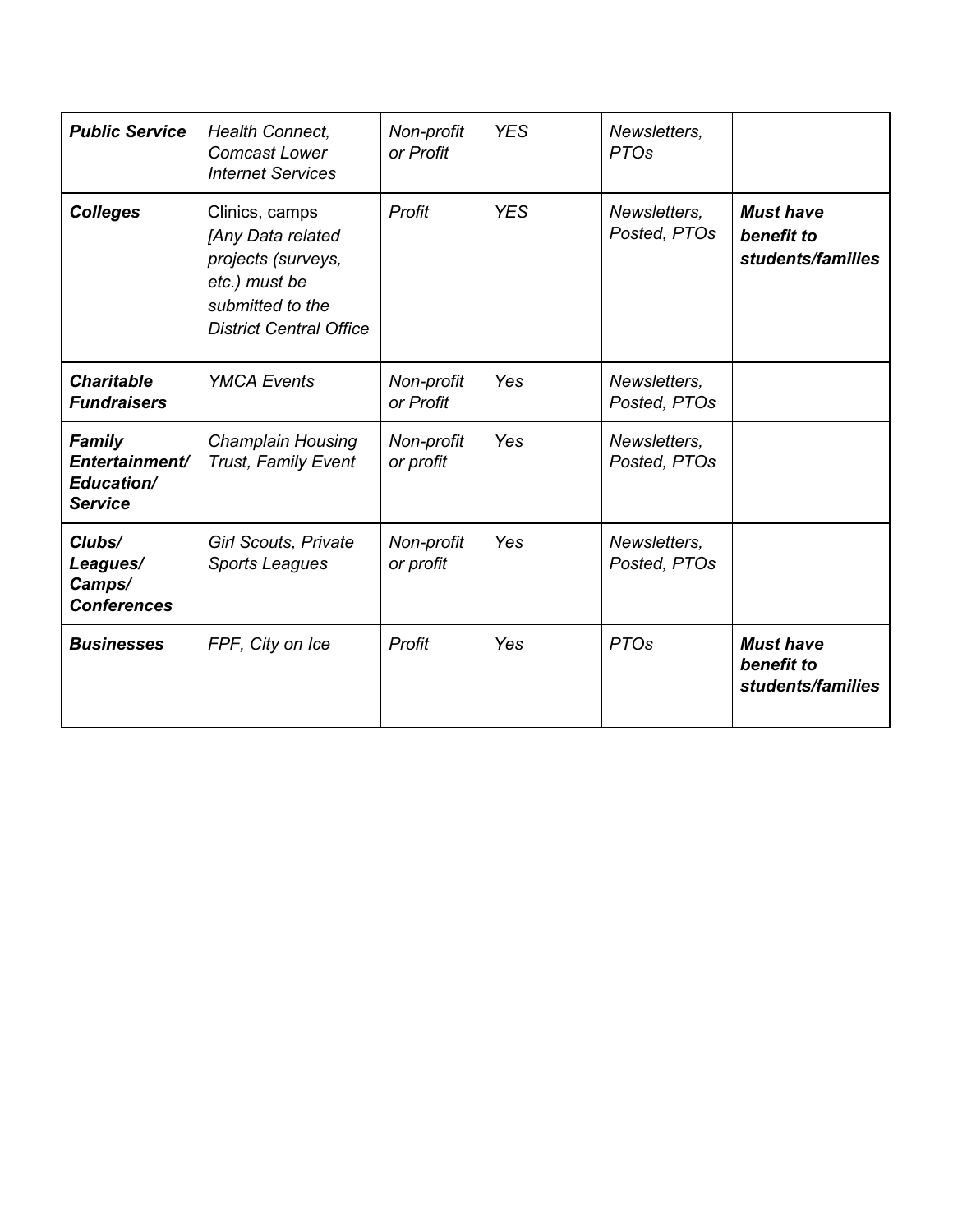| | | | | | |
|---|---|---|---|---|---|
| ***Public Service*** | *Health Connect, Comcast Lower Internet Services* | *Non-profit or Profit* | *YES* | *Newsletters, PTOs* | |
| ***Colleges*** | Clinics, camps *[Any Data related projects (surveys, etc.) must be submitted to the District Central Office* | *Profit* | *YES* | *Newsletters, Posted, PTOs* | ***Must have benefit to students/families*** |
| ***Charitable Fundraisers*** | *YMCA Events* | *Non-profit or Profit* | *Yes* | *Newsletters, Posted, PTOs* | |
| ***Family Entertainment/ Education/ Service*** | *Champlain Housing Trust, Family Event* | *Non-profit or profit* | *Yes* | *Newsletters, Posted, PTOs* | |
| ***Clubs/ Leagues/ Camps/ Conferences*** | *Girl Scouts, Private Sports Leagues* | *Non-profit or profit* | *Yes* | *Newsletters, Posted, PTOs* | |
| ***Businesses*** | *FPF, City on Ice* | *Profit* | *Yes* | *PTOs* | ***Must have benefit to students/families*** |